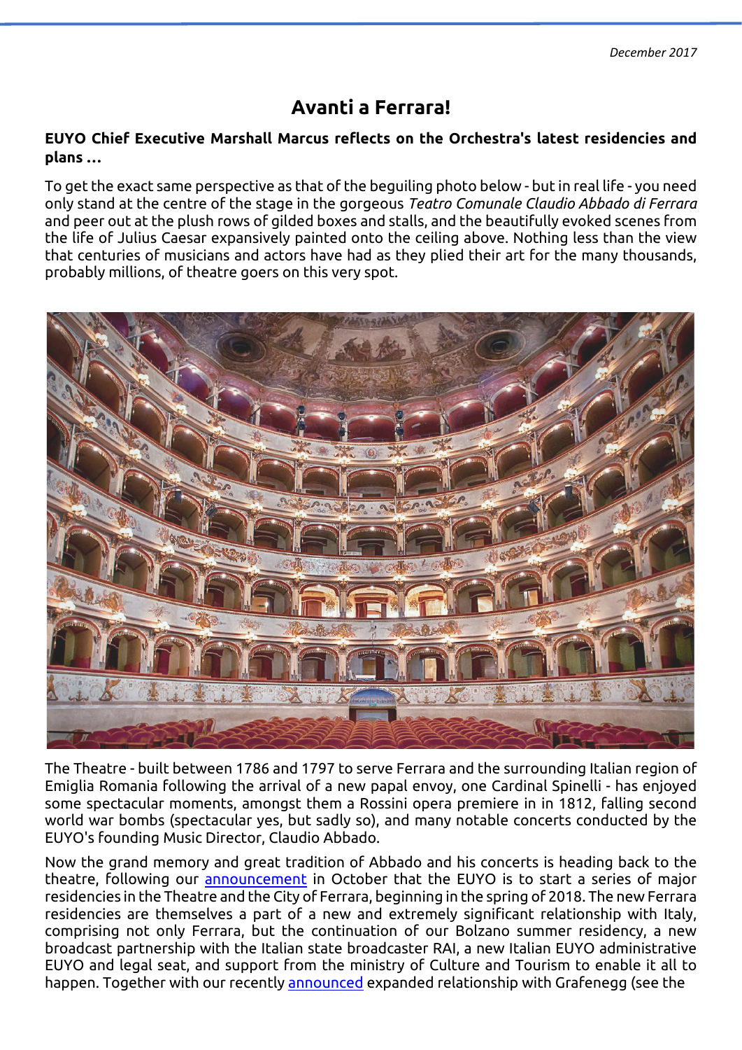*December 2017*

# Avanti a Ferrara!

**EUYO Chief Executive Marshall Marcus reflects on the Orchestra's latest residencies and plans ...**

To get the exact same perspective as that of the beguiling photo below - but in real life - you need only stand at the centre of the stage in the gorgeous *Teatro Comunale Claudio Abbado di Ferrara* and peer out at the plush rows of gilded boxes and stalls, and the beautifully evoked scenes from the life of Julius Caesar expansively painted onto the ceiling above. Nothing less than the view that centuries of musicians and actors have had as they plied their art for the many thousands, probably millions, of theatre goers on this very spot.

The Theatre - built between 1786 and 1797 to serve Ferrara and the surrounding Italian region of Emiglia Romania following the arrival of a new papal envoy, one Cardinal Spinelli - has enjoyed some spectacular moments, amongst them a Rossini opera premiere in in 1812, falling second world war bombs (spectacular yes, but sadly so), and many notable concerts conducted by the EUYO's founding Music Director, Claudio Abbado.

Now the grand memory and great tradition of Abbado and his concerts is heading back to the theatre, following our announcement in October that the EUYO is to start a series of major residencies in the Theatre and the City of Ferrara, beginning in the spring of 2018. The new Ferrara residencies are themselves a part of a new and extremely significant relationship with Italy, comprising not only Ferrara, but the continuation of our Bolzano summer residency, a new broadcast partnership with the Italian state broadcaster RAI, a new Italian EUYO administrative EUYO and legal seat, and support from the ministry of Culture and Tourism to enable it all to happen. Together with our recently announced expanded relationship with Grafenegg (see the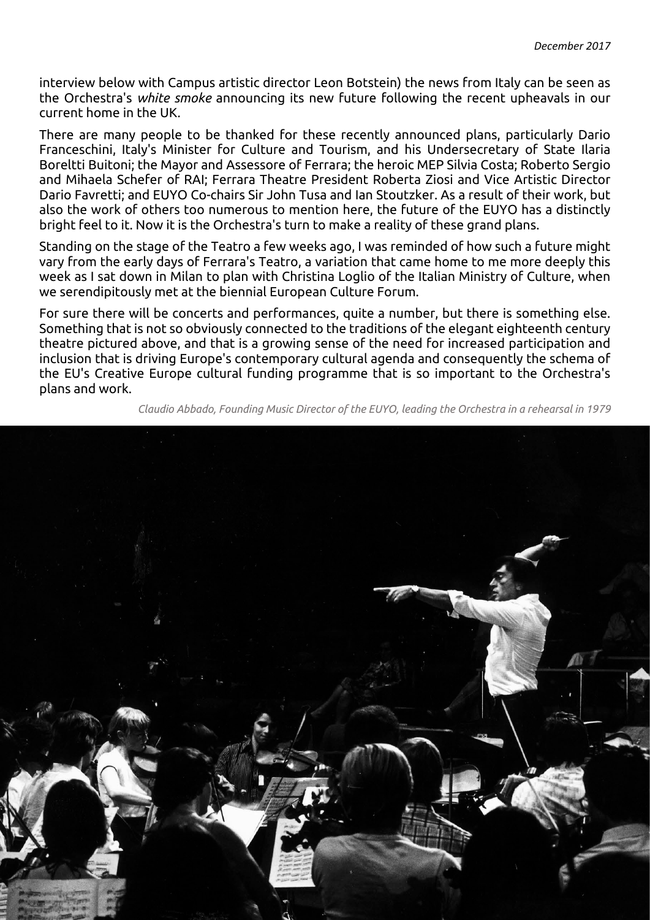interview below with Campus artistic director Leon Botstein) the news from Italy can be seen as the Orchestra's *white smoke* announcing its new future following the recent upheavals in our current home in the UK.

There are many people to be thanked for these recently announced plans, particularly Dario Franceschini, Italy's Minister for Culture and Tourism, and his Undersecretary of State Ilaria Boreltti Buitoni; the Mayor and Assessore of Ferrara; the heroic MEP Silvia Costa; Roberto Sergio and Mihaela Schefer of RAI; Ferrara Theatre President Roberta Ziosi and Vice Artistic Director Dario Favretti; and EUYO Co-chairs Sir John Tusa and Ian Stoutzker. As a result of their work, but also the work of others too numerous to mention here, the future of the EUYO has a distinctly bright feel to it. Now it is the Orchestra's turn to make a reality of these grand plans.

Standing on the stage of the Teatro a few weeks ago, I was reminded of how such a future might vary from the early days of Ferrara's Teatro, a variation that came home to me more deeply this week as I sat down in Milan to plan with Christina Loglio of the Italian Ministry of Culture, when we serendipitously met at the biennial European Culture Forum.

For sure there will be concerts and performances, quite a number, but there is something else. Something that is not so obviously connected to the traditions of the elegant eighteenth century theatre pictured above, and that is a growing sense of the need for increased participation and inclusion that is driving Europe's contemporary cultural agenda and consequently the schema of the EU's Creative Europe cultural funding programme that is so important to the Orchestra's plans and work.

*Claudio Abbado, Founding Music Director of the EUYO, leading the Orchestra in a rehearsal in 1979*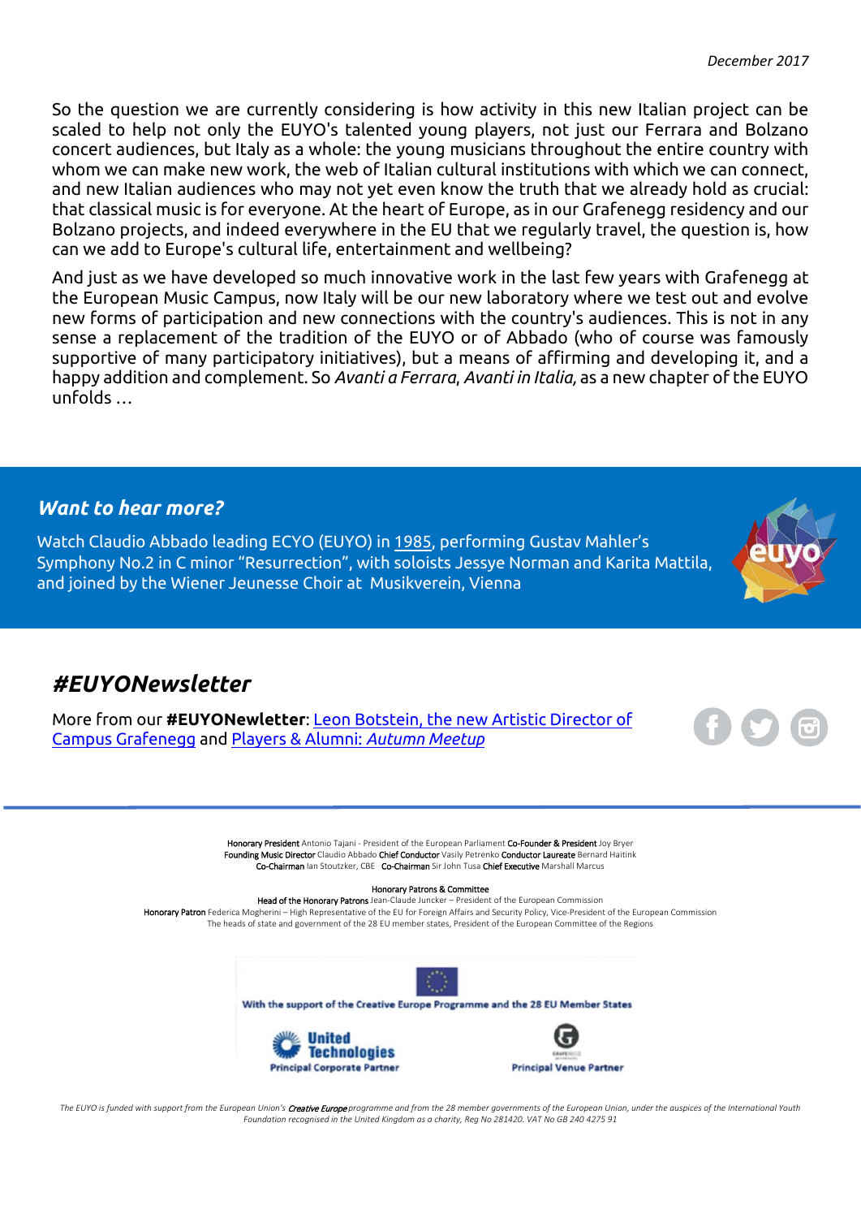So the question we are currently considering is how activity in this new Italian project can be scaled to help not only the EUYO's talented young players, not just our Ferrara and Bolzano concert audiences, but Italy as a whole: the young musicians throughout the entire country with whom we can make new work, the web of Italian cultural institutions with which we can connect, and new Italian audiences who may not yet even know the truth that we already hold as crucial: that classical music is for everyone. At the heart of Europe, as in our Grafenegg residency and our Bolzano projects, and indeed everywhere in the EU that we regularly travel, the question is, how can we add to Europe's cultural life, entertainment and wellbeing?

And just as we have developed so much innovative work in the last few years with Grafenegg at the European Music Campus, now Italy will be our new laboratory where we test out and evolve new forms of participation and new connections with the country's audiences. This is not in any sense a replacement of the tradition of the EUYO or of Abbado (who of course was famously supportive of many participatory initiatives), but a means of affirming and developing it, and a happy addition and complement. So *Avanti a Ferrara*, *Avanti in Italia,* as a new chapter of the EUYO unfolds …

### *Want to hear more?*

Watch Claudio Abbado leading ECYO (EUYO) in 1985, performing Gustav Mahler's Symphony No.2 in C minor "Resurrection", with soloists Jessye Norman and Karita Mattila, and joined by the Wiener Jeunesse Choir at Musikverein, Vienna

## *#EUYONewsletter*

More from our **#EUYONewletter**: Leon Botstein, the new Artistic Director of Campus Grafenegg and Players & Alumni: *Autumn Meetup*

**Honorary President** Antonio Tajani - President of the European Parliament **Co-Founder & President** Joy Bryer
**Founding Music Director** Claudio Abbado **Chief Conductor** Vasily Petrenko **Conductor Laureate** Bernard Haitink
**Co-Chairman** Ian Stoutzker, CBE **Co-Chairman** Sir John Tusa **Chief Executive** Marshall Marcus

**Honorary Patrons & Committee**
**Head of the Honorary Patrons** Jean-Claude Juncker – President of the European Commission
**Honorary Patron** Federica Mogherini – High Representative of the EU for Foreign Affairs and Security Policy, Vice-President of the European Commission
The heads of state and government of the 28 EU member states, President of the European Committee of the Regions

With the support of the Creative Europe Programme and the 28 EU Member States

United Technologies
Principal Corporate Partner

Principal Venue Partner

*The EUYO is funded with support from the European Union's **Creative Europe** programme and from the 28 member governments of the European Union, under the auspices of the International Youth Foundation recognised in the United Kingdom as a charity, Reg No 281420. VAT No GB 240 4275 91*